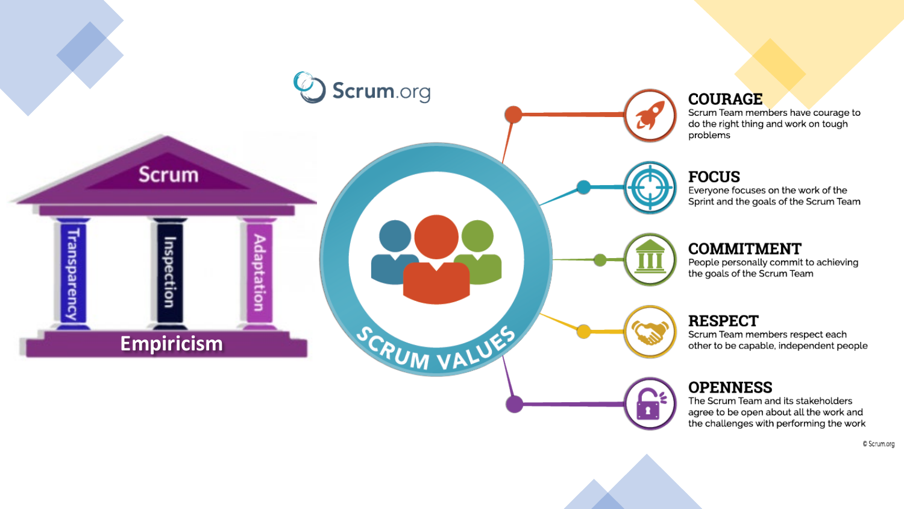Scrum.org

# Scrum

Transparency

Inspection

Adaptation

**Empiricism**

SCRUM VALUES

## COURAGE

Scrum Team members have courage to do the right thing and work on tough problems

## FOCUS

Everyone focuses on the work of the Sprint and the goals of the Scrum Team

## COMMITMENT

People personally commit to achieving the goals of the Scrum Team

## RESPECT

Scrum Team members respect each other to be capable, independent people

## OPENNESS

The Scrum Team and its stakeholders agree to be open about all the work and the challenges with performing the work

© Scrum.org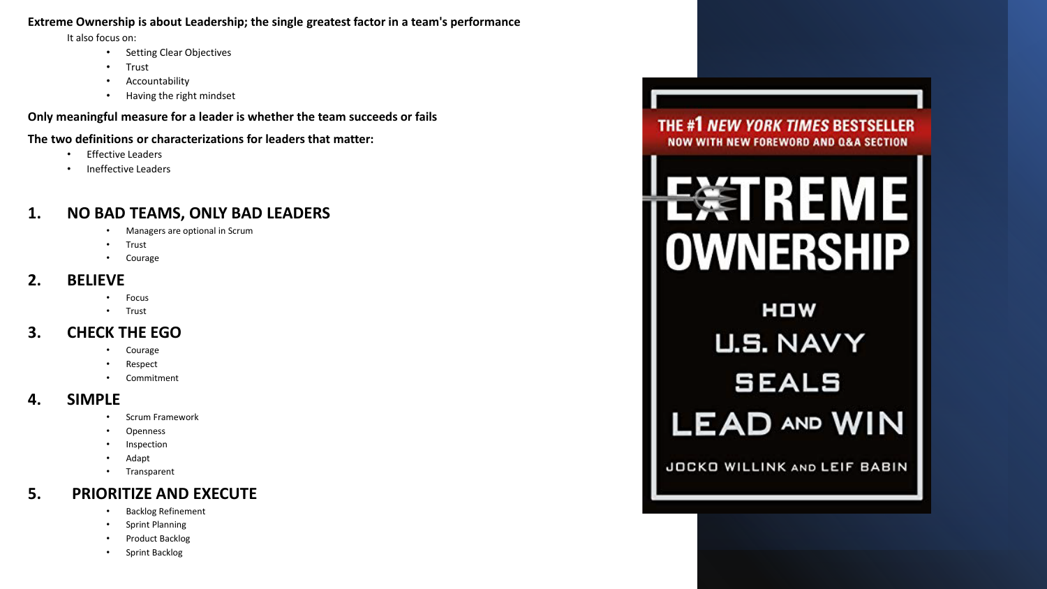**Extreme Ownership is about Leadership; the single greatest factor in a team's performance**

It also focus on:

- Setting Clear Objectives
- Trust
- Accountability
- Having the right mindset

**Only meaningful measure for a leader is whether the team succeeds or fails**

**The two definitions or characterizations for leaders that matter:**

- Effective Leaders
- Ineffective Leaders

## 1. NO BAD TEAMS, ONLY BAD LEADERS

- Managers are optional in Scrum
- Trust
- Courage

## 2. BELIEVE

- Focus
- Trust

## 3. CHECK THE EGO

- Courage
- Respect
- Commitment

## 4. SIMPLE

- Scrum Framework
- Openness
- Inspection
- Adapt
- Transparent

## 5. PRIORITIZE AND EXECUTE

- Backlog Refinement
- Sprint Planning
- Product Backlog
- Sprint Backlog

THE #1 *NEW YORK TIMES* BESTSELLER
NOW WITH NEW FOREWORD AND Q&A SECTION

EXTREME OWNERSHIP

HOW U.S. NAVY SEALS LEAD AND WIN

JOCKO WILLINK AND LEIF BABIN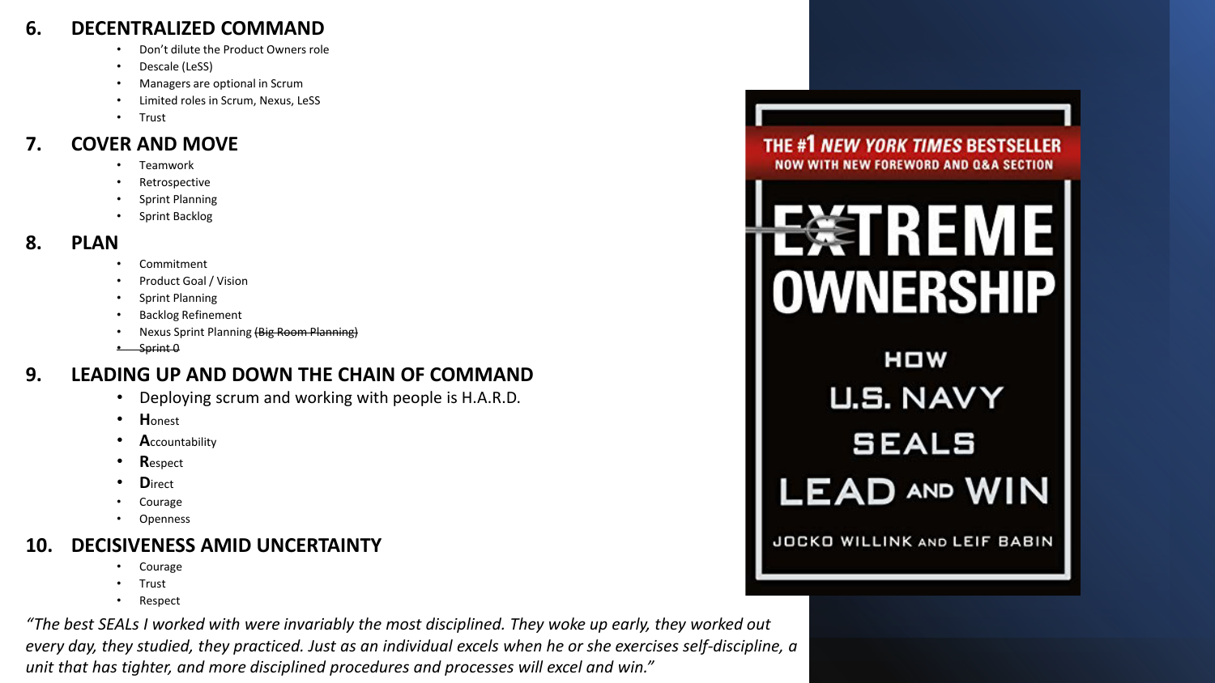## 6. DECENTRALIZED COMMAND

- Don't dilute the Product Owners role
- Descale (LeSS)
- Managers are optional in Scrum
- Limited roles in Scrum, Nexus, LeSS
- Trust

## 7. COVER AND MOVE

- Teamwork
- Retrospective
- Sprint Planning
- Sprint Backlog

## 8. PLAN

- Commitment
- Product Goal / Vision
- Sprint Planning
- Backlog Refinement
- Nexus Sprint Planning ~~(Big Room Planning)~~
- ~~Sprint 0~~

## 9. LEADING UP AND DOWN THE CHAIN OF COMMAND

- Deploying scrum and working with people is H.A.R.D.
- **H**onest
- **A**ccountability
- **R**espect
- **D**irect
- Courage
- Openness

## 10. DECISIVENESS AMID UNCERTAINTY

- Courage
- Trust
- Respect

*"The best SEALs I worked with were invariably the most disciplined. They woke up early, they worked out every day, they studied, they practiced. Just as an individual excels when he or she exercises self-discipline, a unit that has tighter, and more disciplined procedures and processes will excel and win."*

THE #1 *NEW YORK TIMES* BESTSELLER
NOW WITH NEW FOREWORD AND Q&A SECTION

EXTREME OWNERSHIP

HOW U.S. NAVY SEALS LEAD AND WIN

JOCKO WILLINK AND LEIF BABIN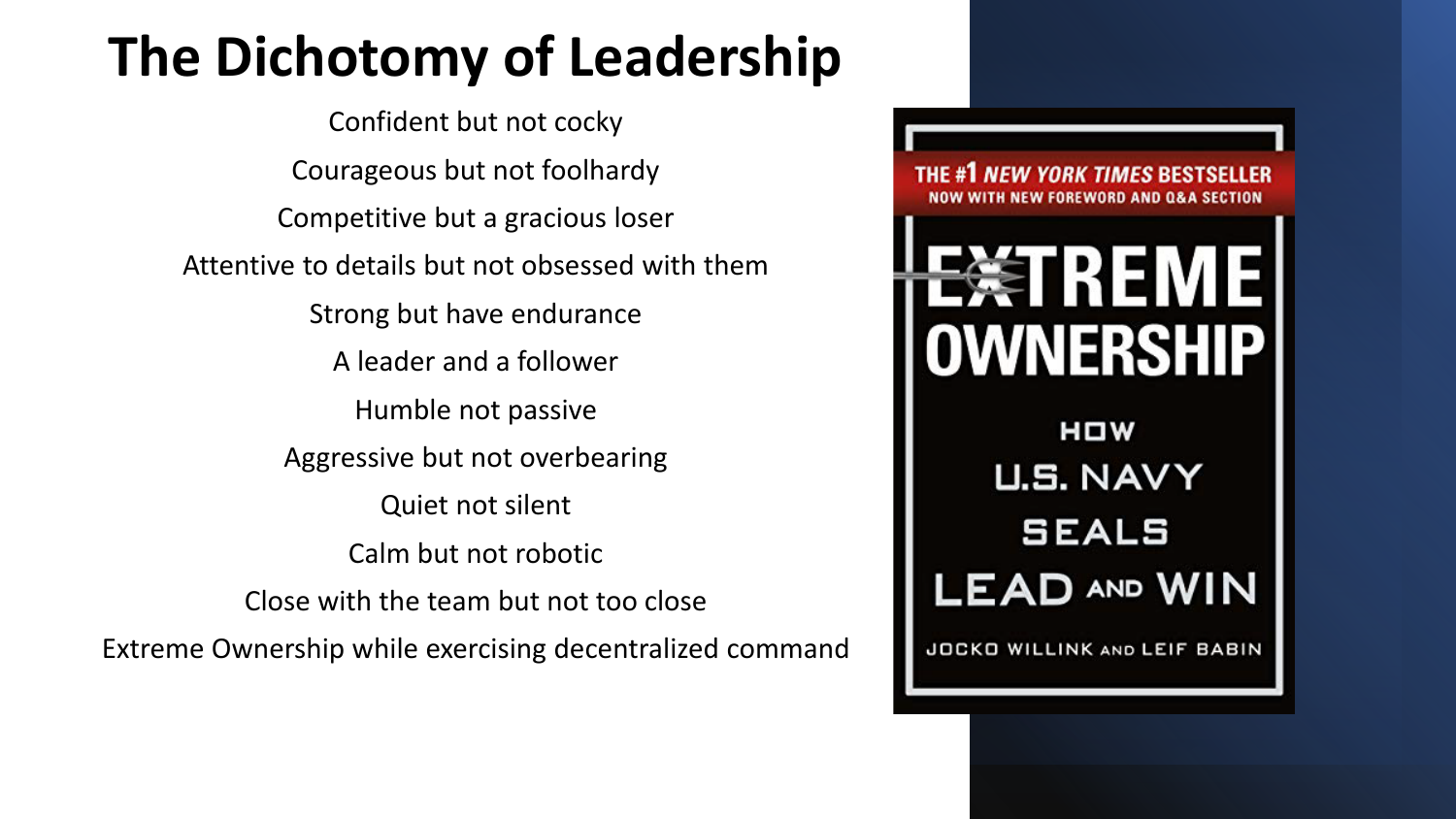# The Dichotomy of Leadership

Confident but not cocky

Courageous but not foolhardy

Competitive but a gracious loser

Attentive to details but not obsessed with them

Strong but have endurance

A leader and a follower

Humble not passive

Aggressive but not overbearing

Quiet not silent

Calm but not robotic

Close with the team but not too close

Extreme Ownership while exercising decentralized command